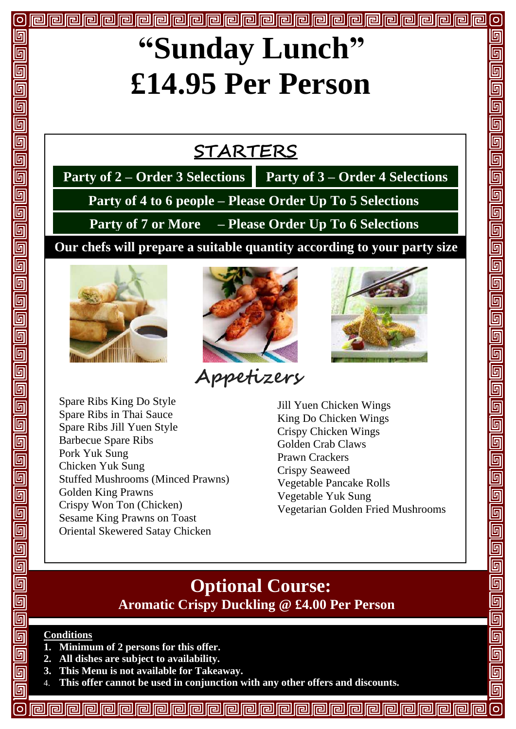# "Sunday Lunch"
# £14.95 Per Person

## STARTERS

**Party of 2 – Order 3 Selections**

**Party of 3 – Order 4 Selections**

**Party of 4 to 6 people – Please Order Up To 5 Selections**

**Party of 7 or More – Please Order Up To 6 Selections**

**Our chefs will prepare a suitable quantity according to your party size**

### Appetizers

Spare Ribs King Do Style
Spare Ribs in Thai Sauce
Spare Ribs Jill Yuen Style
Barbecue Spare Ribs
Pork Yuk Sung
Chicken Yuk Sung
Stuffed Mushrooms (Minced Prawns)
Golden King Prawns
Crispy Won Ton (Chicken)
Sesame King Prawns on Toast
Oriental Skewered Satay Chicken

Jill Yuen Chicken Wings
King Do Chicken Wings
Crispy Chicken Wings
Golden Crab Claws
Prawn Crackers
Crispy Seaweed
Vegetable Pancake Rolls
Vegetable Yuk Sung
Vegetarian Golden Fried Mushrooms

## Optional Course:
**Aromatic Crispy Duckling @ £4.00 Per Person**

**Conditions**

1. **Minimum of 2 persons for this offer.**
2. **All dishes are subject to availability.**
3. **This Menu is not available for Takeaway.**
4. **This offer cannot be used in conjunction with any other offers and discounts.**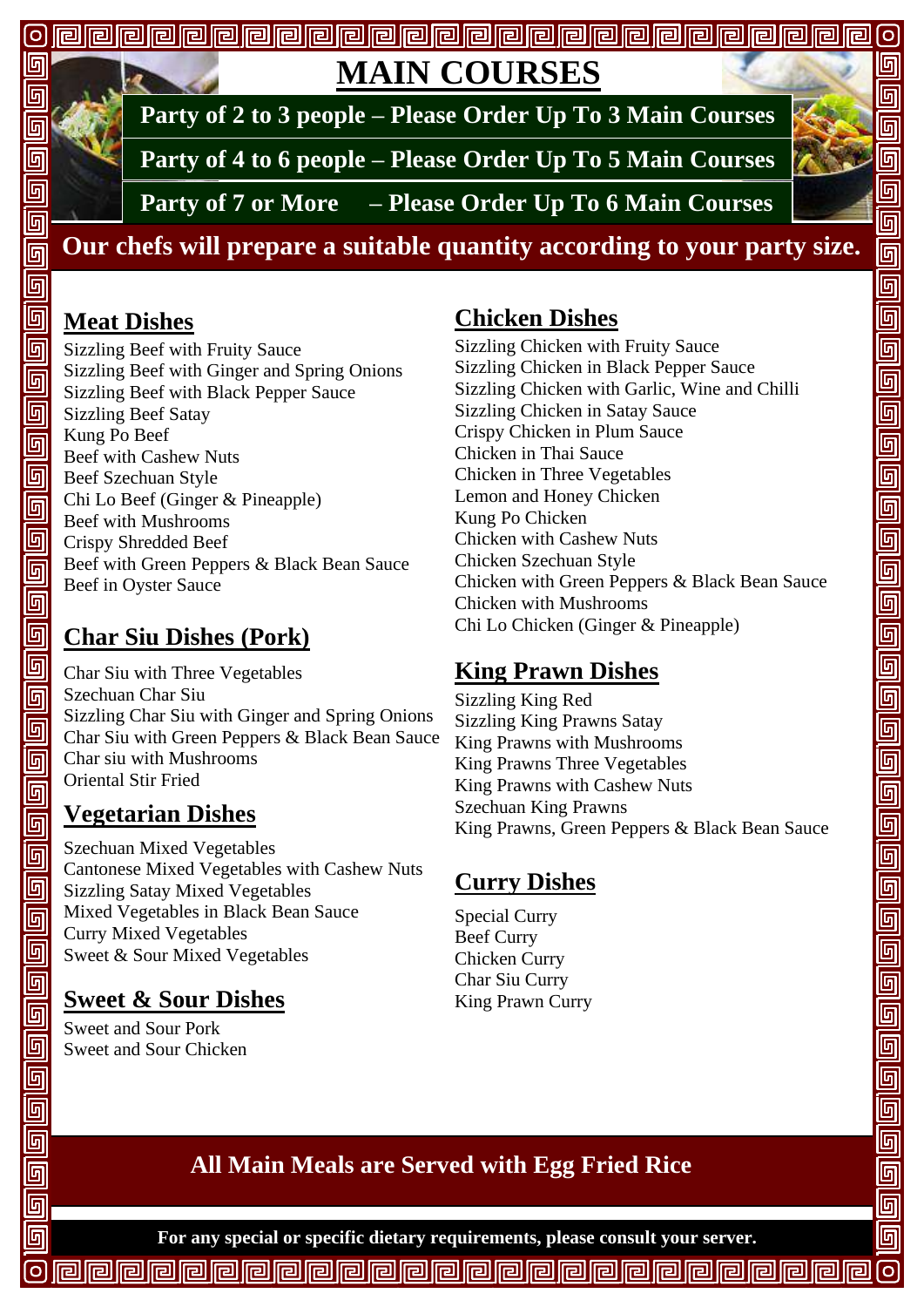# MAIN COURSES

**Party of 2 to 3 people – Please Order Up To 3 Main Courses**

**Party of 4 to 6 people – Please Order Up To 5 Main Courses**

**Party of 7 or More – Please Order Up To 6 Main Courses**

**Our chefs will prepare a suitable quantity according to your party size.**

## Meat Dishes

Sizzling Beef with Fruity Sauce
Sizzling Beef with Ginger and Spring Onions
Sizzling Beef with Black Pepper Sauce
Sizzling Beef Satay
Kung Po Beef
Beef with Cashew Nuts
Beef Szechuan Style
Chi Lo Beef (Ginger & Pineapple)
Beef with Mushrooms
Crispy Shredded Beef
Beef with Green Peppers & Black Bean Sauce
Beef in Oyster Sauce

## Char Siu Dishes (Pork)

Char Siu with Three Vegetables
Szechuan Char Siu
Sizzling Char Siu with Ginger and Spring Onions
Char Siu with Green Peppers & Black Bean Sauce
Char siu with Mushrooms
Oriental Stir Fried

## Vegetarian Dishes

Szechuan Mixed Vegetables
Cantonese Mixed Vegetables with Cashew Nuts
Sizzling Satay Mixed Vegetables
Mixed Vegetables in Black Bean Sauce
Curry Mixed Vegetables
Sweet & Sour Mixed Vegetables

## Sweet & Sour Dishes

Sweet and Sour Pork
Sweet and Sour Chicken

## Chicken Dishes

Sizzling Chicken with Fruity Sauce
Sizzling Chicken in Black Pepper Sauce
Sizzling Chicken with Garlic, Wine and Chilli
Sizzling Chicken in Satay Sauce
Crispy Chicken in Plum Sauce
Chicken in Thai Sauce
Chicken in Three Vegetables
Lemon and Honey Chicken
Kung Po Chicken
Chicken with Cashew Nuts
Chicken Szechuan Style
Chicken with Green Peppers & Black Bean Sauce
Chicken with Mushrooms
Chi Lo Chicken (Ginger & Pineapple)

## King Prawn Dishes

Sizzling King Red
Sizzling King Prawns Satay
King Prawns with Mushrooms
King Prawns Three Vegetables
King Prawns with Cashew Nuts
Szechuan King Prawns
King Prawns, Green Peppers & Black Bean Sauce

## Curry Dishes

Special Curry
Beef Curry
Chicken Curry
Char Siu Curry
King Prawn Curry

**All Main Meals are Served with Egg Fried Rice**

**For any special or specific dietary requirements, please consult your server.**